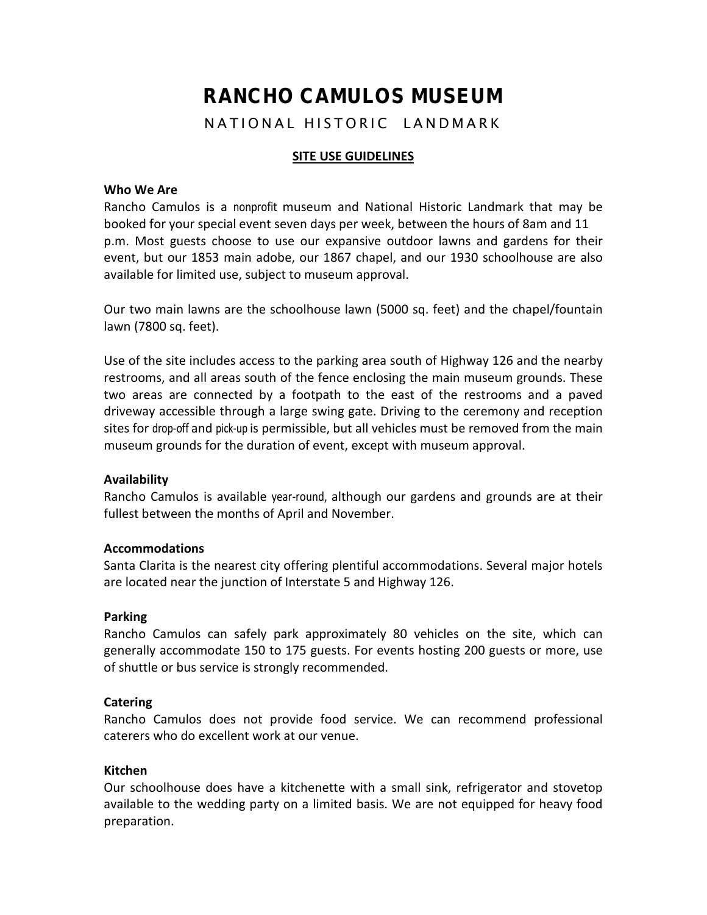# RANCHO CAMULOS MUSEUM

NATIONAL HISTORIC LANDMARK

## SITE USE GUIDELINES

**Who We Are**

Rancho Camulos is a nonprofit museum and National Historic Landmark that may be booked for your special event seven days per week, between the hours of 8am and 11 p.m. Most guests choose to use our expansive outdoor lawns and gardens for their event, but our 1853 main adobe, our 1867 chapel, and our 1930 schoolhouse are also available for limited use, subject to museum approval.

Our two main lawns are the schoolhouse lawn (5000 sq. feet) and the chapel/fountain lawn (7800 sq. feet).

Use of the site includes access to the parking area south of Highway 126 and the nearby restrooms, and all areas south of the fence enclosing the main museum grounds. These two areas are connected by a footpath to the east of the restrooms and a paved driveway accessible through a large swing gate. Driving to the ceremony and reception sites for drop-off and pick-up is permissible, but all vehicles must be removed from the main museum grounds for the duration of event, except with museum approval.

**Availability**

Rancho Camulos is available year-round, although our gardens and grounds are at their fullest between the months of April and November.

**Accommodations**

Santa Clarita is the nearest city offering plentiful accommodations. Several major hotels are located near the junction of Interstate 5 and Highway 126.

**Parking**

Rancho Camulos can safely park approximately 80 vehicles on the site, which can generally accommodate 150 to 175 guests. For events hosting 200 guests or more, use of shuttle or bus service is strongly recommended.

**Catering**

Rancho Camulos does not provide food service. We can recommend professional caterers who do excellent work at our venue.

**Kitchen**

Our schoolhouse does have a kitchenette with a small sink, refrigerator and stovetop available to the wedding party on a limited basis. We are not equipped for heavy food preparation.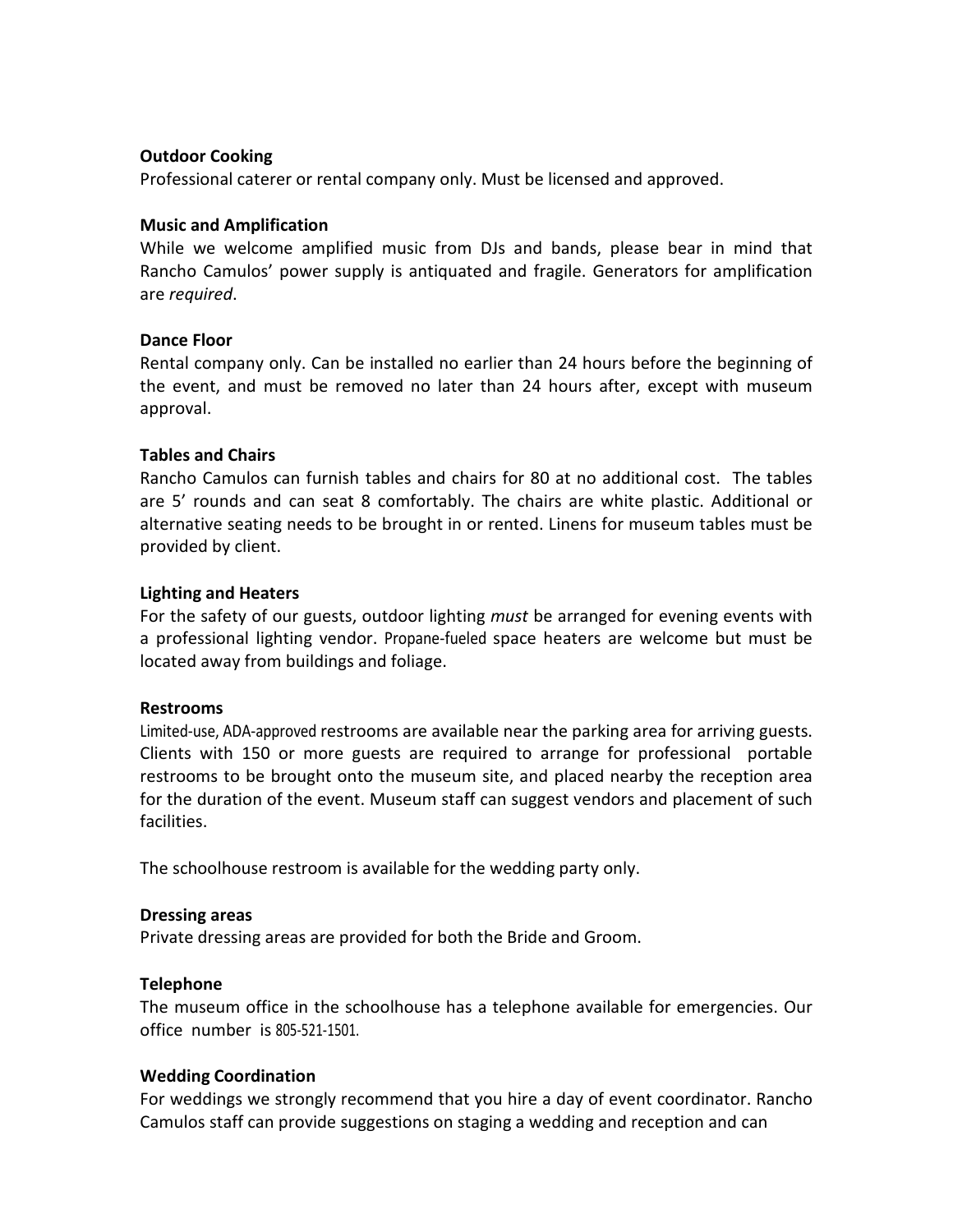**Outdoor Cooking**

Professional caterer or rental company only. Must be licensed and approved.

**Music and Amplification**

While we welcome amplified music from DJs and bands, please bear in mind that Rancho Camulos' power supply is antiquated and fragile. Generators for amplification are *required*.

**Dance Floor**

Rental company only. Can be installed no earlier than 24 hours before the beginning of the event, and must be removed no later than 24 hours after, except with museum approval.

**Tables and Chairs**

Rancho Camulos can furnish tables and chairs for 80 at no additional cost. The tables are 5' rounds and can seat 8 comfortably. The chairs are white plastic. Additional or alternative seating needs to be brought in or rented. Linens for museum tables must be provided by client.

**Lighting and Heaters**

For the safety of our guests, outdoor lighting *must* be arranged for evening events with a professional lighting vendor. Propane-fueled space heaters are welcome but must be located away from buildings and foliage.

**Restrooms**

Limited-use, ADA-approved restrooms are available near the parking area for arriving guests. Clients with 150 or more guests are required to arrange for professional portable restrooms to be brought onto the museum site, and placed nearby the reception area for the duration of the event. Museum staff can suggest vendors and placement of such facilities.

The schoolhouse restroom is available for the wedding party only.

**Dressing areas**

Private dressing areas are provided for both the Bride and Groom.

**Telephone**

The museum office in the schoolhouse has a telephone available for emergencies. Our office number is 805-521-1501.

**Wedding Coordination**

For weddings we strongly recommend that you hire a day of event coordinator. Rancho Camulos staff can provide suggestions on staging a wedding and reception and can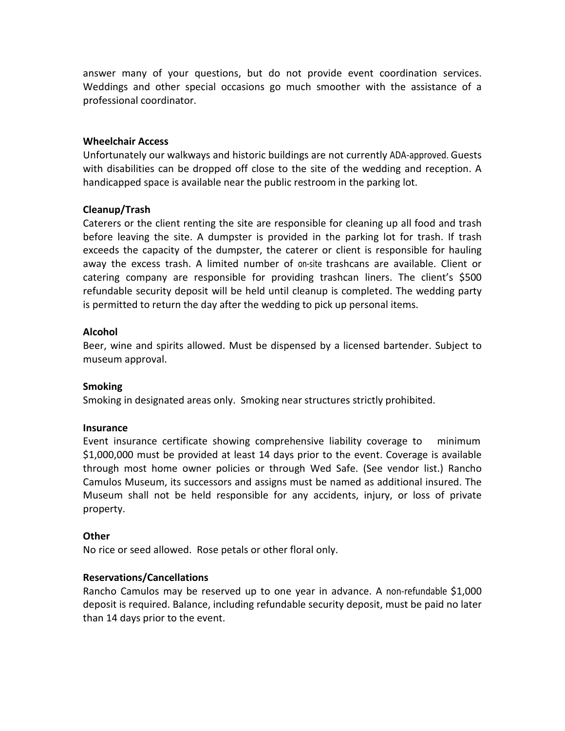answer many of your questions, but do not provide event coordination services. Weddings and other special occasions go much smoother with the assistance of a professional coordinator.

**Wheelchair Access**

Unfortunately our walkways and historic buildings are not currently ADA-approved. Guests with disabilities can be dropped off close to the site of the wedding and reception. A handicapped space is available near the public restroom in the parking lot.

**Cleanup/Trash**

Caterers or the client renting the site are responsible for cleaning up all food and trash before leaving the site. A dumpster is provided in the parking lot for trash. If trash exceeds the capacity of the dumpster, the caterer or client is responsible for hauling away the excess trash. A limited number of on-site trashcans are available. Client or catering company are responsible for providing trashcan liners. The client's $500 refundable security deposit will be held until cleanup is completed. The wedding party is permitted to return the day after the wedding to pick up personal items.

**Alcohol**

Beer, wine and spirits allowed. Must be dispensed by a licensed bartender. Subject to museum approval.

**Smoking**

Smoking in designated areas only. Smoking near structures strictly prohibited.

**Insurance**

Event insurance certificate showing comprehensive liability coverage to minimum $1,000,000 must be provided at least 14 days prior to the event. Coverage is available through most home owner policies or through Wed Safe. (See vendor list.) Rancho Camulos Museum, its successors and assigns must be named as additional insured. The Museum shall not be held responsible for any accidents, injury, or loss of private property.

**Other**

No rice or seed allowed. Rose petals or other floral only.

**Reservations/Cancellations**

Rancho Camulos may be reserved up to one year in advance. A non-refundable $1,000 deposit is required. Balance, including refundable security deposit, must be paid no later than 14 days prior to the event.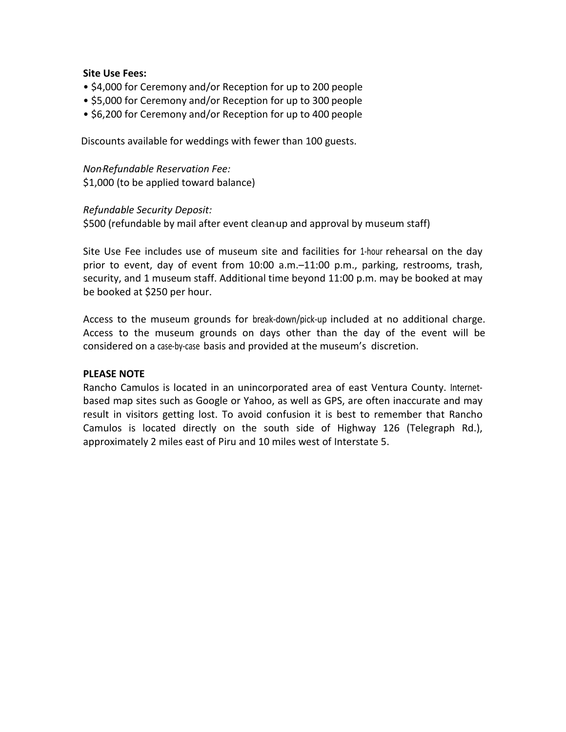**Site Use Fees:**

- $4,000 for Ceremony and/or Reception for up to 200 people
- $5,000 for Ceremony and/or Reception for up to 300 people
- $6,200 for Ceremony and/or Reception for up to 400 people

Discounts available for weddings with fewer than 100 guests.

*Non-Refundable Reservation Fee:*
$1,000 (to be applied toward balance)

*Refundable Security Deposit:*
$500 (refundable by mail after event clean-up and approval by museum staff)

Site Use Fee includes use of museum site and facilities for 1-hour rehearsal on the day prior to event, day of event from 10:00 a.m.–11:00 p.m., parking, restrooms, trash, security, and 1 museum staff. Additional time beyond 11:00 p.m. may be booked at may be booked at $250 per hour.

Access to the museum grounds for break-down/pick-up included at no additional charge. Access to the museum grounds on days other than the day of the event will be considered on a case-by-case basis and provided at the museum's discretion.

**PLEASE NOTE**

Rancho Camulos is located in an unincorporated area of east Ventura County. Internet-based map sites such as Google or Yahoo, as well as GPS, are often inaccurate and may result in visitors getting lost. To avoid confusion it is best to remember that Rancho Camulos is located directly on the south side of Highway 126 (Telegraph Rd.), approximately 2 miles east of Piru and 10 miles west of Interstate 5.